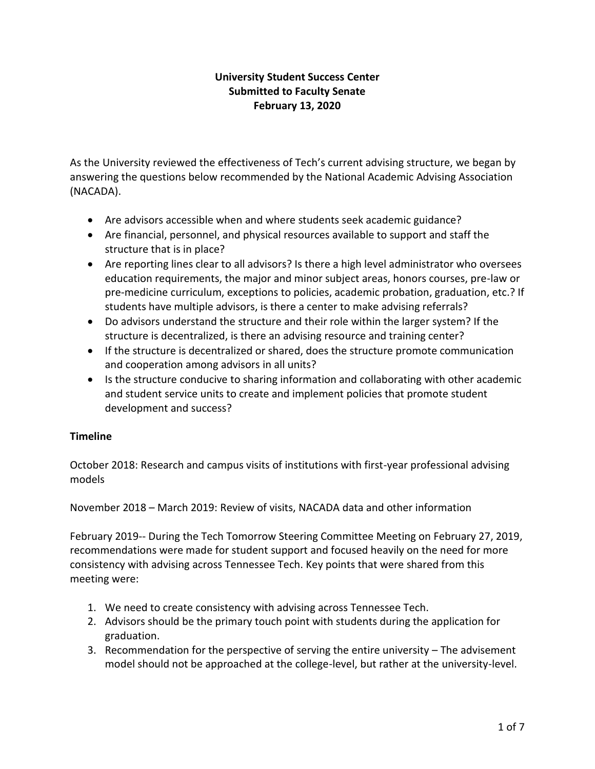**University Student Success Center**
**Submitted to Faculty Senate**
**February 13, 2020**

As the University reviewed the effectiveness of Tech's current advising structure, we began by answering the questions below recommended by the National Academic Advising Association (NACADA).

- Are advisors accessible when and where students seek academic guidance?
- Are financial, personnel, and physical resources available to support and staff the structure that is in place?
- Are reporting lines clear to all advisors? Is there a high level administrator who oversees education requirements, the major and minor subject areas, honors courses, pre-law or pre-medicine curriculum, exceptions to policies, academic probation, graduation, etc.? If students have multiple advisors, is there a center to make advising referrals?
- Do advisors understand the structure and their role within the larger system? If the structure is decentralized, is there an advising resource and training center?
- If the structure is decentralized or shared, does the structure promote communication and cooperation among advisors in all units?
- Is the structure conducive to sharing information and collaborating with other academic and student service units to create and implement policies that promote student development and success?

**Timeline**

October 2018: Research and campus visits of institutions with first-year professional advising models

November 2018 – March 2019: Review of visits, NACADA data and other information

February 2019-- During the Tech Tomorrow Steering Committee Meeting on February 27, 2019, recommendations were made for student support and focused heavily on the need for more consistency with advising across Tennessee Tech. Key points that were shared from this meeting were:

1. We need to create consistency with advising across Tennessee Tech.
2. Advisors should be the primary touch point with students during the application for graduation.
3. Recommendation for the perspective of serving the entire university – The advisement model should not be approached at the college-level, but rather at the university-level.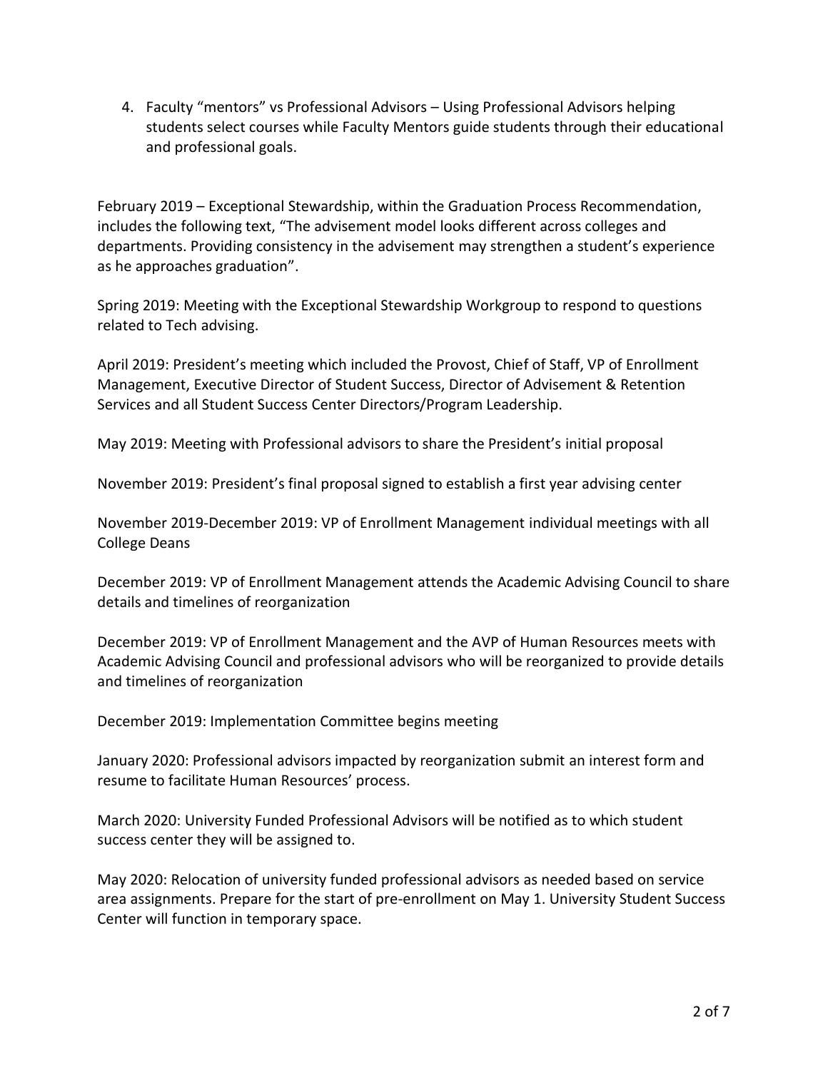4. Faculty "mentors" vs Professional Advisors – Using Professional Advisors helping students select courses while Faculty Mentors guide students through their educational and professional goals.

February 2019 – Exceptional Stewardship, within the Graduation Process Recommendation, includes the following text, "The advisement model looks different across colleges and departments. Providing consistency in the advisement may strengthen a student's experience as he approaches graduation".

Spring 2019: Meeting with the Exceptional Stewardship Workgroup to respond to questions related to Tech advising.

April 2019: President's meeting which included the Provost, Chief of Staff, VP of Enrollment Management, Executive Director of Student Success, Director of Advisement & Retention Services and all Student Success Center Directors/Program Leadership.

May 2019: Meeting with Professional advisors to share the President's initial proposal

November 2019: President's final proposal signed to establish a first year advising center

November 2019-December 2019: VP of Enrollment Management individual meetings with all College Deans

December 2019: VP of Enrollment Management attends the Academic Advising Council to share details and timelines of reorganization

December 2019: VP of Enrollment Management and the AVP of Human Resources meets with Academic Advising Council and professional advisors who will be reorganized to provide details and timelines of reorganization

December 2019: Implementation Committee begins meeting

January 2020: Professional advisors impacted by reorganization submit an interest form and resume to facilitate Human Resources' process.

March 2020: University Funded Professional Advisors will be notified as to which student success center they will be assigned to.

May 2020: Relocation of university funded professional advisors as needed based on service area assignments. Prepare for the start of pre-enrollment on May 1. University Student Success Center will function in temporary space.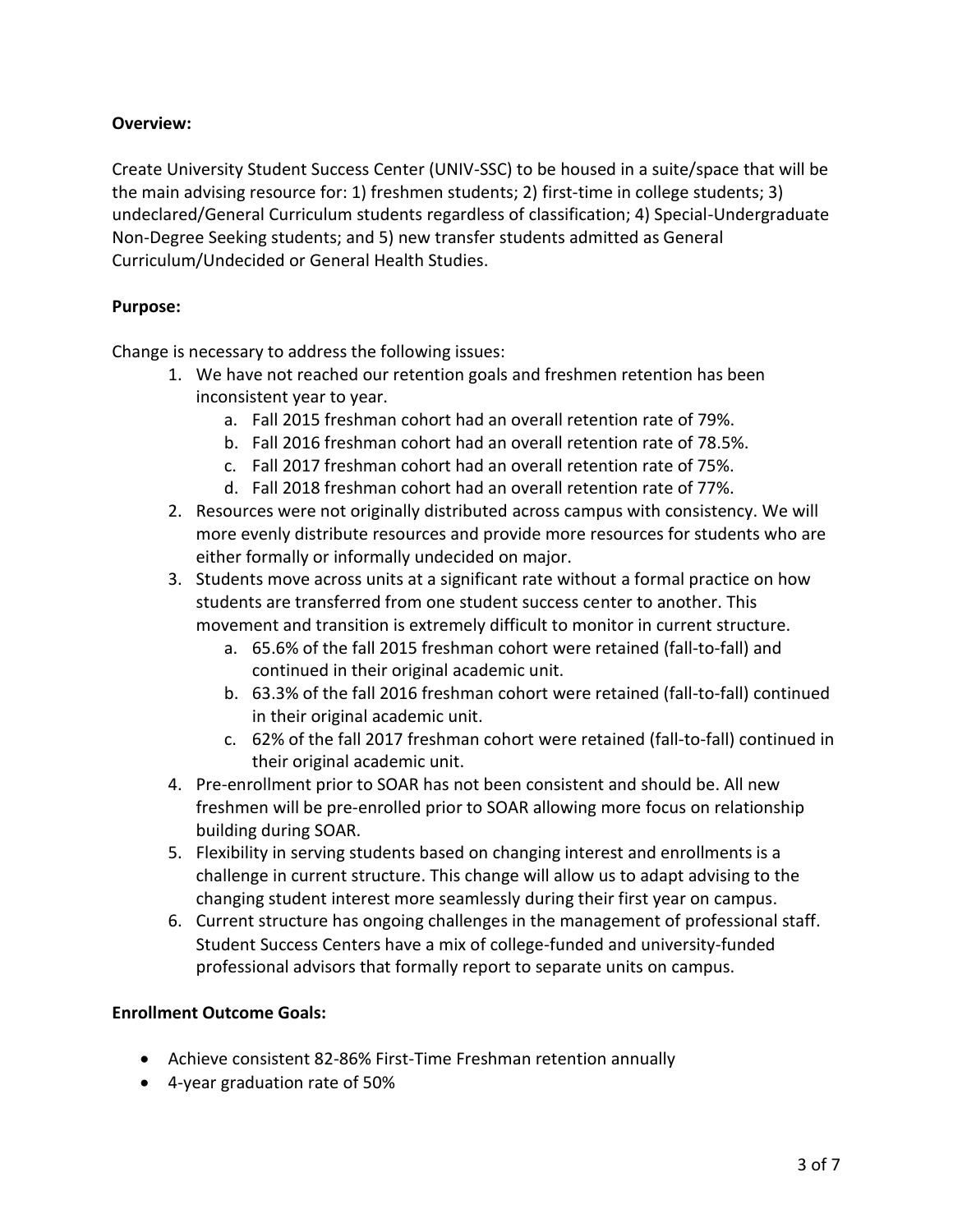**Overview:**

Create University Student Success Center (UNIV-SSC) to be housed in a suite/space that will be the main advising resource for: 1) freshmen students; 2) first-time in college students; 3) undeclared/General Curriculum students regardless of classification; 4) Special-Undergraduate Non-Degree Seeking students; and 5) new transfer students admitted as General Curriculum/Undecided or General Health Studies.

**Purpose:**

Change is necessary to address the following issues:

1. We have not reached our retention goals and freshmen retention has been inconsistent year to year.
    a. Fall 2015 freshman cohort had an overall retention rate of 79%.
    b. Fall 2016 freshman cohort had an overall retention rate of 78.5%.
    c. Fall 2017 freshman cohort had an overall retention rate of 75%.
    d. Fall 2018 freshman cohort had an overall retention rate of 77%.
2. Resources were not originally distributed across campus with consistency. We will more evenly distribute resources and provide more resources for students who are either formally or informally undecided on major.
3. Students move across units at a significant rate without a formal practice on how students are transferred from one student success center to another. This movement and transition is extremely difficult to monitor in current structure.
    a. 65.6% of the fall 2015 freshman cohort were retained (fall-to-fall) and continued in their original academic unit.
    b. 63.3% of the fall 2016 freshman cohort were retained (fall-to-fall) continued in their original academic unit.
    c. 62% of the fall 2017 freshman cohort were retained (fall-to-fall) continued in their original academic unit.
4. Pre-enrollment prior to SOAR has not been consistent and should be. All new freshmen will be pre-enrolled prior to SOAR allowing more focus on relationship building during SOAR.
5. Flexibility in serving students based on changing interest and enrollments is a challenge in current structure. This change will allow us to adapt advising to the changing student interest more seamlessly during their first year on campus.
6. Current structure has ongoing challenges in the management of professional staff. Student Success Centers have a mix of college-funded and university-funded professional advisors that formally report to separate units on campus.

**Enrollment Outcome Goals:**

- Achieve consistent 82-86% First-Time Freshman retention annually
- 4-year graduation rate of 50%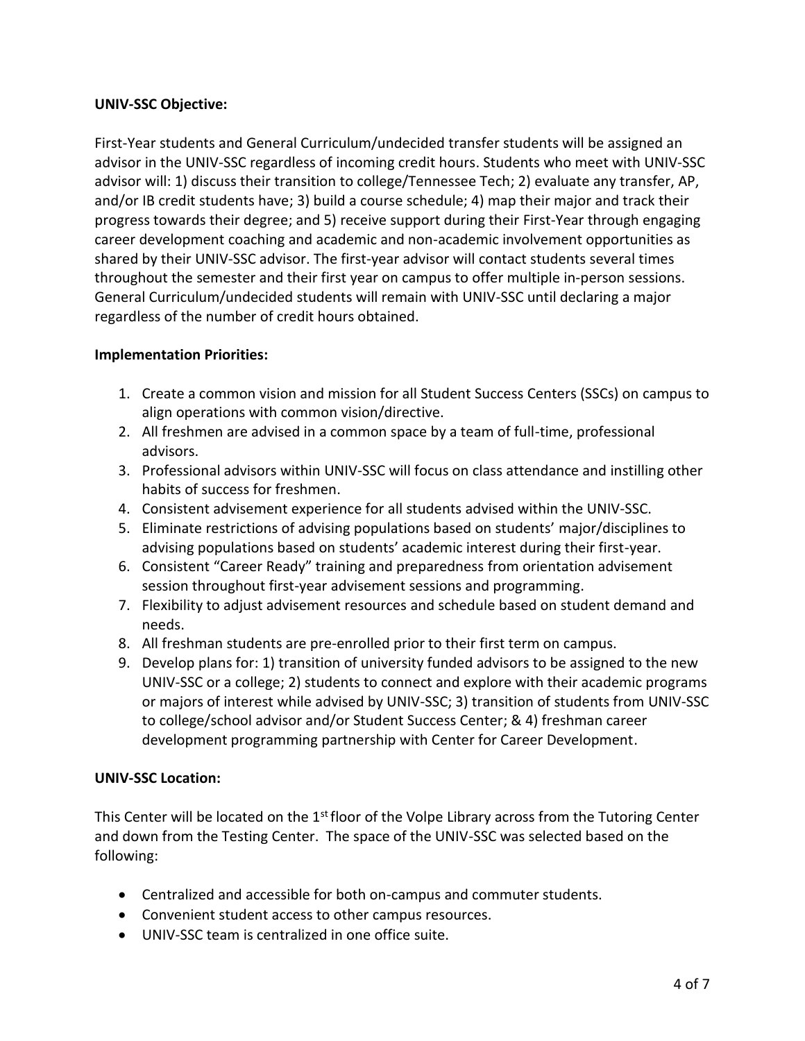**UNIV-SSC Objective:**

First-Year students and General Curriculum/undecided transfer students will be assigned an advisor in the UNIV-SSC regardless of incoming credit hours. Students who meet with UNIV-SSC advisor will: 1) discuss their transition to college/Tennessee Tech; 2) evaluate any transfer, AP, and/or IB credit students have; 3) build a course schedule; 4) map their major and track their progress towards their degree; and 5) receive support during their First-Year through engaging career development coaching and academic and non-academic involvement opportunities as shared by their UNIV-SSC advisor. The first-year advisor will contact students several times throughout the semester and their first year on campus to offer multiple in-person sessions. General Curriculum/undecided students will remain with UNIV-SSC until declaring a major regardless of the number of credit hours obtained.

**Implementation Priorities:**

1. Create a common vision and mission for all Student Success Centers (SSCs) on campus to align operations with common vision/directive.
2. All freshmen are advised in a common space by a team of full-time, professional advisors.
3. Professional advisors within UNIV-SSC will focus on class attendance and instilling other habits of success for freshmen.
4. Consistent advisement experience for all students advised within the UNIV-SSC.
5. Eliminate restrictions of advising populations based on students' major/disciplines to advising populations based on students' academic interest during their first-year.
6. Consistent "Career Ready" training and preparedness from orientation advisement session throughout first-year advisement sessions and programming.
7. Flexibility to adjust advisement resources and schedule based on student demand and needs.
8. All freshman students are pre-enrolled prior to their first term on campus.
9. Develop plans for: 1) transition of university funded advisors to be assigned to the new UNIV-SSC or a college; 2) students to connect and explore with their academic programs or majors of interest while advised by UNIV-SSC; 3) transition of students from UNIV-SSC to college/school advisor and/or Student Success Center; & 4) freshman career development programming partnership with Center for Career Development.

**UNIV-SSC Location:**

This Center will be located on the 1st floor of the Volpe Library across from the Tutoring Center and down from the Testing Center. The space of the UNIV-SSC was selected based on the following:

- Centralized and accessible for both on-campus and commuter students.
- Convenient student access to other campus resources.
- UNIV-SSC team is centralized in one office suite.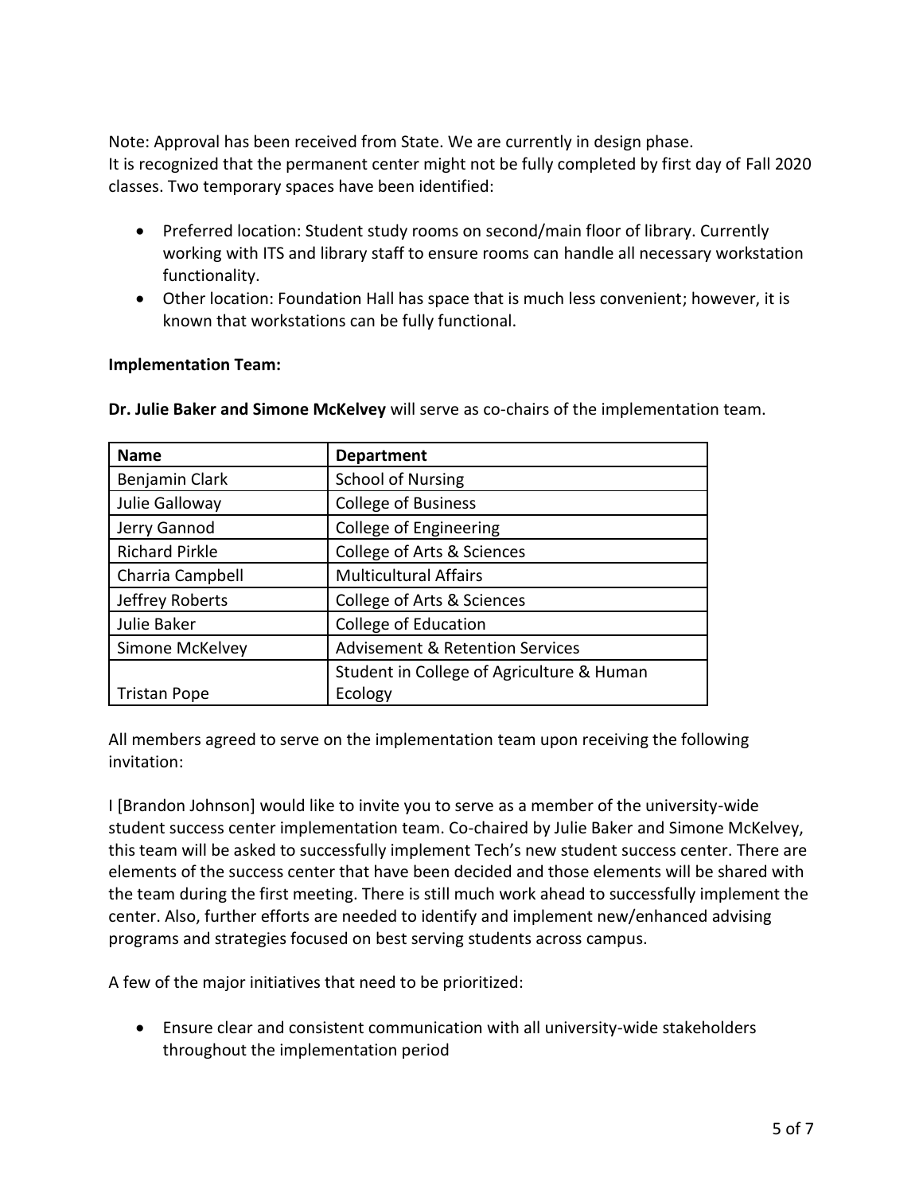Note: Approval has been received from State. We are currently in design phase.
It is recognized that the permanent center might not be fully completed by first day of Fall 2020 classes. Two temporary spaces have been identified:

- Preferred location: Student study rooms on second/main floor of library. Currently working with ITS and library staff to ensure rooms can handle all necessary workstation functionality.
- Other location: Foundation Hall has space that is much less convenient; however, it is known that workstations can be fully functional.

**Implementation Team:**

**Dr. Julie Baker and Simone McKelvey** will serve as co-chairs of the implementation team.

| Name | Department |
|---|---|
| Benjamin Clark | School of Nursing |
| Julie Galloway | College of Business |
| Jerry Gannod | College of Engineering |
| Richard Pirkle | College of Arts & Sciences |
| Charria Campbell | Multicultural Affairs |
| Jeffrey Roberts | College of Arts & Sciences |
| Julie Baker | College of Education |
| Simone McKelvey | Advisement & Retention Services |
| Tristan Pope | Student in College of Agriculture & Human Ecology |

All members agreed to serve on the implementation team upon receiving the following invitation:

I [Brandon Johnson] would like to invite you to serve as a member of the university-wide student success center implementation team. Co-chaired by Julie Baker and Simone McKelvey, this team will be asked to successfully implement Tech's new student success center. There are elements of the success center that have been decided and those elements will be shared with the team during the first meeting. There is still much work ahead to successfully implement the center. Also, further efforts are needed to identify and implement new/enhanced advising programs and strategies focused on best serving students across campus.

A few of the major initiatives that need to be prioritized:

- Ensure clear and consistent communication with all university-wide stakeholders throughout the implementation period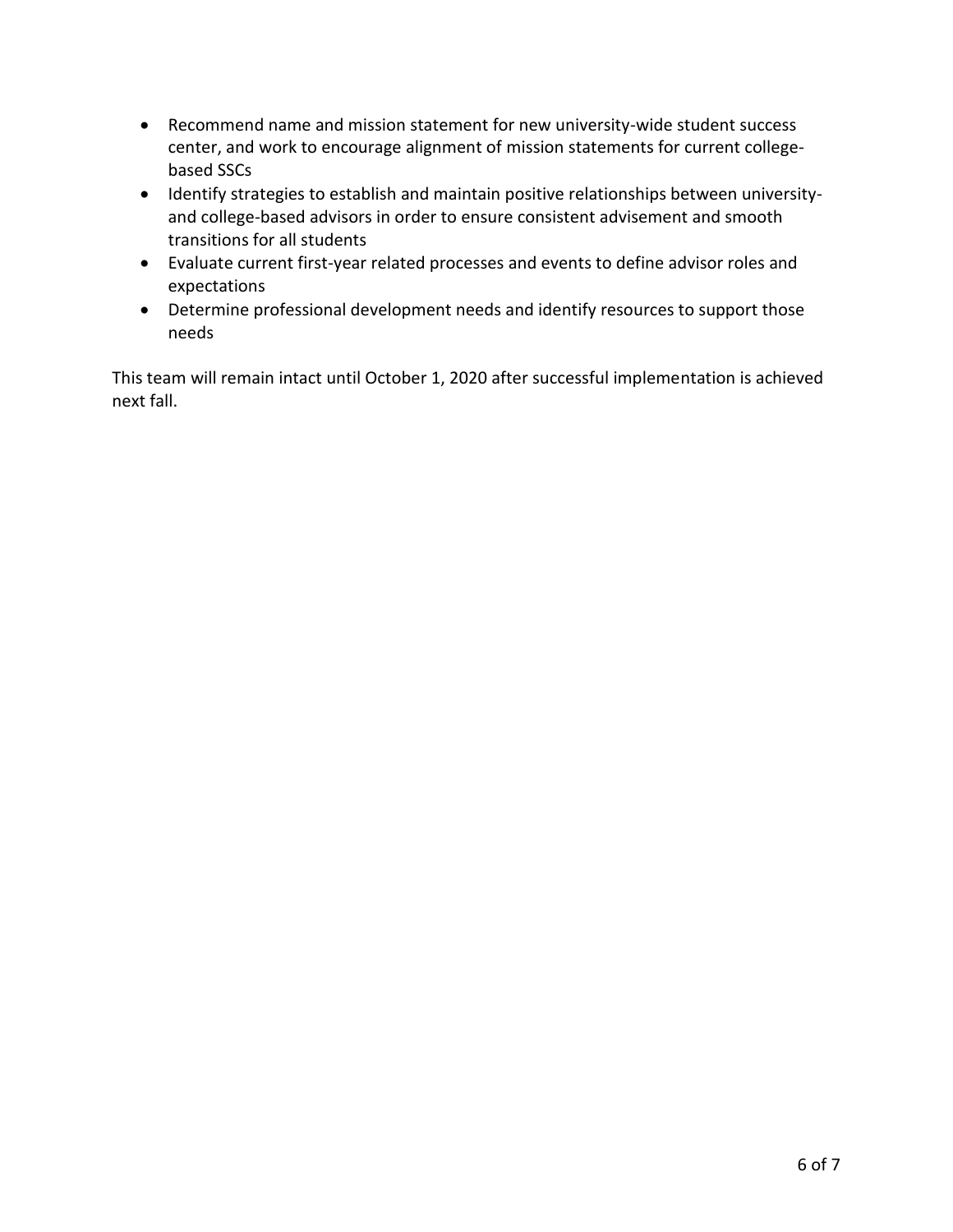- Recommend name and mission statement for new university-wide student success center, and work to encourage alignment of mission statements for current college-based SSCs
- Identify strategies to establish and maintain positive relationships between university- and college-based advisors in order to ensure consistent advisement and smooth transitions for all students
- Evaluate current first-year related processes and events to define advisor roles and expectations
- Determine professional development needs and identify resources to support those needs

This team will remain intact until October 1, 2020 after successful implementation is achieved next fall.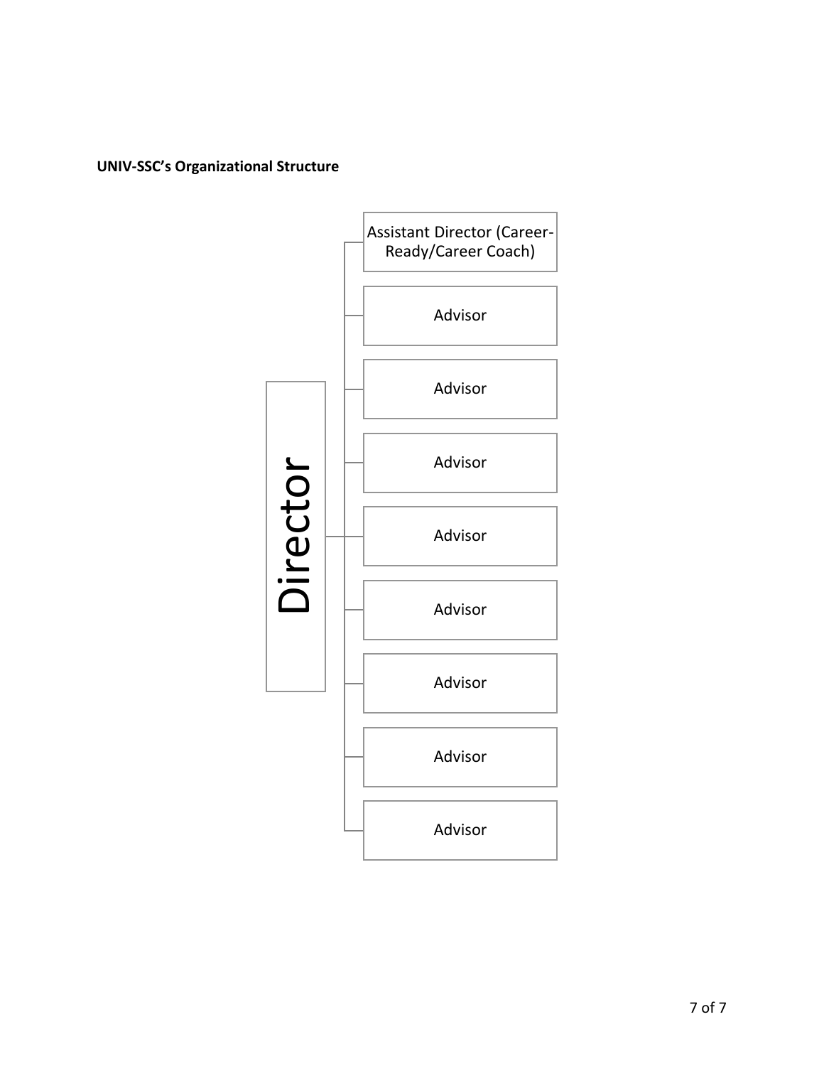**UNIV-SSC's Organizational Structure**

Director

Assistant Director (Career-Ready/Career Coach)

Advisor

Advisor

Advisor

Advisor

Advisor

Advisor

Advisor

Advisor